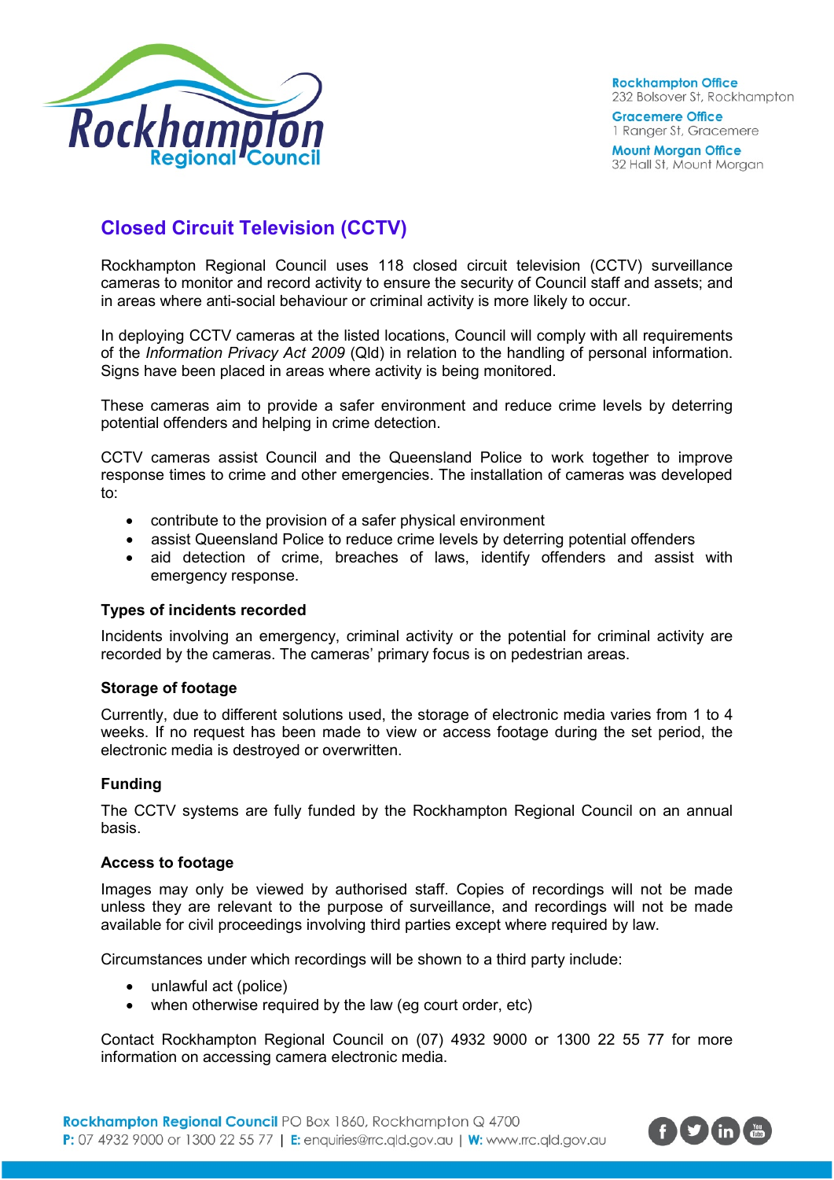# Closed Circuit Television (CCTV)

Rockhampton Regional Council uses 118 closed circuit television (CCTV) surveillance cameras to monitor and record activity to ensure the security of Council staff and assets; and in areas where anti-social behaviour or criminal activity is more likely to occur.

In deploying CCTV cameras at the listed locations, Council will comply with all requirements of the *Information Privacy Act 2009* (Qld) in relation to the handling of personal information. Signs have been placed in areas where activity is being monitored.

These cameras aim to provide a safer environment and reduce crime levels by deterring potential offenders and helping in crime detection.

CCTV cameras assist Council and the Queensland Police to work together to improve response times to crime and other emergencies. The installation of cameras was developed to:

- contribute to the provision of a safer physical environment
- assist Queensland Police to reduce crime levels by deterring potential offenders
- aid detection of crime, breaches of laws, identify offenders and assist with emergency response.

### Types of incidents recorded

Incidents involving an emergency, criminal activity or the potential for criminal activity are recorded by the cameras. The cameras' primary focus is on pedestrian areas.

### Storage of footage

Currently, due to different solutions used, the storage of electronic media varies from 1 to 4 weeks. If no request has been made to view or access footage during the set period, the electronic media is destroyed or overwritten.

### Funding

The CCTV systems are fully funded by the Rockhampton Regional Council on an annual basis.

### Access to footage

Images may only be viewed by authorised staff. Copies of recordings will not be made unless they are relevant to the purpose of surveillance, and recordings will not be made available for civil proceedings involving third parties except where required by law.

Circumstances under which recordings will be shown to a third party include:

- unlawful act (police)
- when otherwise required by the law (eg court order, etc)

Contact Rockhampton Regional Council on (07) 4932 9000 or 1300 22 55 77 for more information on accessing camera electronic media.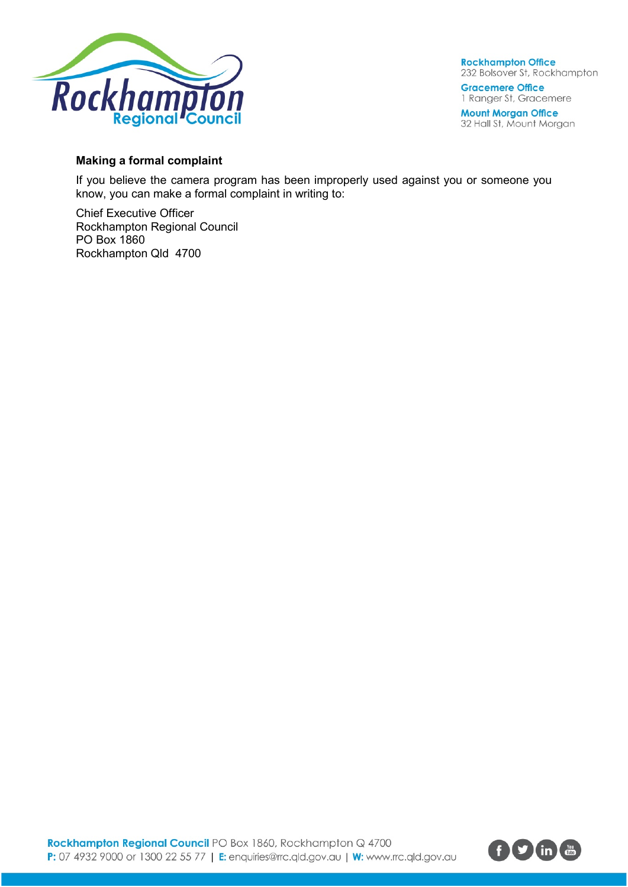**Making a formal complaint**

If you believe the camera program has been improperly used against you or someone you know, you can make a formal complaint in writing to:

Chief Executive Officer
Rockhampton Regional Council
PO Box 1860
Rockhampton Qld 4700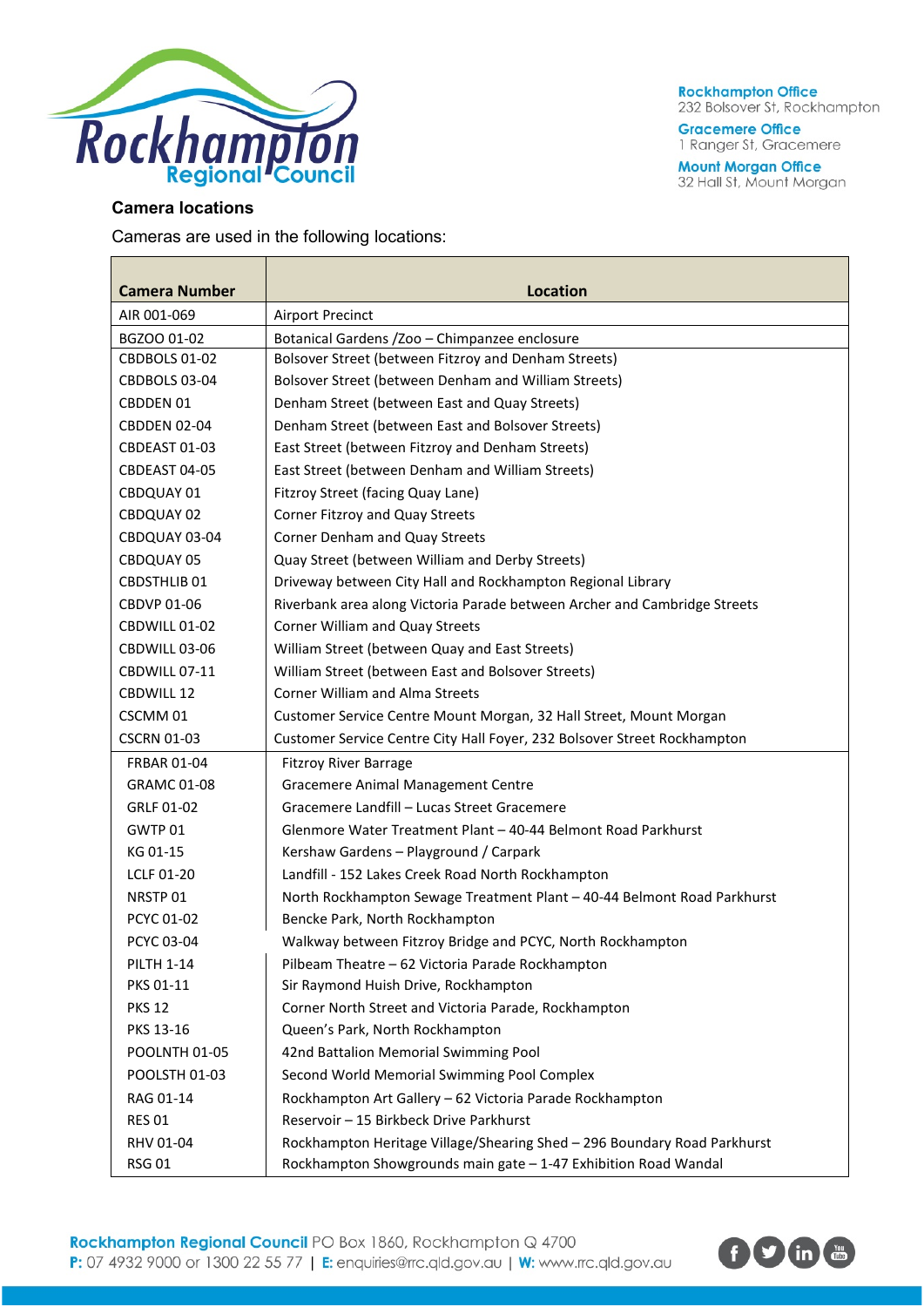**Camera locations**

Cameras are used in the following locations:

| Camera Number | Location |
|---|---|
| AIR 001-069 | Airport Precinct |
| BGZOO 01-02 | Botanical Gardens /Zoo – Chimpanzee enclosure |
| CBDBOLS 01-02 | Bolsover Street (between Fitzroy and Denham Streets) |
| CBDBOLS 03-04 | Bolsover Street (between Denham and William Streets) |
| CBDDEN 01 | Denham Street (between East and Quay Streets) |
| CBDDEN 02-04 | Denham Street (between East and Bolsover Streets) |
| CBDEAST 01-03 | East Street (between Fitzroy and Denham Streets) |
| CBDEAST 04-05 | East Street (between Denham and William Streets) |
| CBDQUAY 01 | Fitzroy Street (facing Quay Lane) |
| CBDQUAY 02 | Corner Fitzroy and Quay Streets |
| CBDQUAY 03-04 | Corner Denham and Quay Streets |
| CBDQUAY 05 | Quay Street (between William and Derby Streets) |
| CBDSTHLIB 01 | Driveway between City Hall and Rockhampton Regional Library |
| CBDVP 01-06 | Riverbank area along Victoria Parade between Archer and Cambridge Streets |
| CBDWILL 01-02 | Corner William and Quay Streets |
| CBDWILL 03-06 | William Street (between Quay and East Streets) |
| CBDWILL 07-11 | William Street (between East and Bolsover Streets) |
| CBDWILL 12 | Corner William and Alma Streets |
| CSCMM 01 | Customer Service Centre Mount Morgan, 32 Hall Street, Mount Morgan |
| CSCRN 01-03 | Customer Service Centre City Hall Foyer, 232 Bolsover Street Rockhampton |
| FRBAR 01-04 | Fitzroy River Barrage |
| GRAMC 01-08 | Gracemere Animal Management Centre |
| GRLF 01-02 | Gracemere Landfill – Lucas Street Gracemere |
| GWTP 01 | Glenmore Water Treatment Plant – 40-44 Belmont Road Parkhurst |
| KG 01-15 | Kershaw Gardens – Playground / Carpark |
| LCLF 01-20 | Landfill - 152 Lakes Creek Road North Rockhampton |
| NRSTP 01 | North Rockhampton Sewage Treatment Plant – 40-44 Belmont Road Parkhurst |
| PCYC 01-02 | Bencke Park, North Rockhampton |
| PCYC 03-04 | Walkway between Fitzroy Bridge and PCYC, North Rockhampton |
| PILTH 1-14 | Pilbeam Theatre – 62 Victoria Parade Rockhampton |
| PKS 01-11 | Sir Raymond Huish Drive, Rockhampton |
| PKS 12 | Corner North Street and Victoria Parade, Rockhampton |
| PKS 13-16 | Queen's Park, North Rockhampton |
| POOLNTH 01-05 | 42nd Battalion Memorial Swimming Pool |
| POOLSTH 01-03 | Second World Memorial Swimming Pool Complex |
| RAG 01-14 | Rockhampton Art Gallery – 62 Victoria Parade Rockhampton |
| RES 01 | Reservoir – 15 Birkbeck Drive Parkhurst |
| RHV 01-04 | Rockhampton Heritage Village/Shearing Shed – 296 Boundary Road Parkhurst |
| RSG 01 | Rockhampton Showgrounds main gate – 1-47 Exhibition Road Wandal |